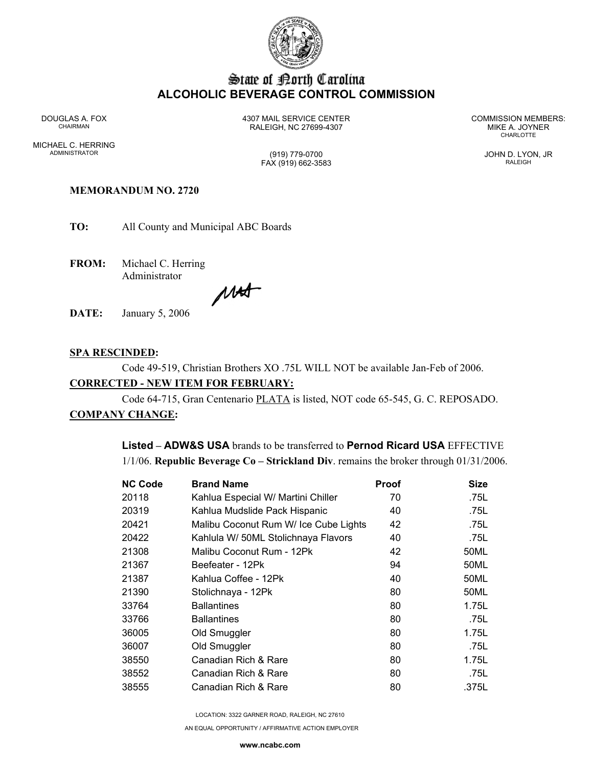# State of North Carolina
## ALCOHOLIC BEVERAGE CONTROL COMMISSION

DOUGLAS A. FOX
CHAIRMAN

MICHAEL C. HERRING
ADMINISTRATOR

4307 MAIL SERVICE CENTER
RALEIGH, NC 27699-4307

(919) 779-0700
FAX (919) 662-3583

COMMISSION MEMBERS:
MIKE A. JOYNER
CHARLOTTE

JOHN D. LYON, JR
RALEIGH

**MEMORANDUM NO. 2720**

**TO:** All County and Municipal ABC Boards

**FROM:** Michael C. Herring
Administrator

**DATE:** January 5, 2006

**SPA RESCINDED:**

Code 49-519, Christian Brothers XO .75L WILL NOT be available Jan-Feb of 2006.

**CORRECTED - NEW ITEM FOR FEBRUARY:**

Code 64-715, Gran Centenario PLATA is listed, NOT code 65-545, G. C. REPOSADO.

**COMPANY CHANGE:**

**Listed** – **ADW&S USA** brands to be transferred to **Pernod Ricard USA** EFFECTIVE 1/1/06. **Republic Beverage Co – Strickland Div**. remains the broker through 01/31/2006.

| NC Code | Brand Name | Proof | Size |
|---|---|---|---|
| 20118 | Kahlua Especial W/ Martini Chiller | 70 | .75L |
| 20319 | Kahlua Mudslide Pack Hispanic | 40 | .75L |
| 20421 | Malibu Coconut Rum W/ Ice Cube Lights | 42 | .75L |
| 20422 | Kahlula W/ 50ML Stolichnaya Flavors | 40 | .75L |
| 21308 | Malibu Coconut Rum - 12Pk | 42 | 50ML |
| 21367 | Beefeater - 12Pk | 94 | 50ML |
| 21387 | Kahlua Coffee - 12Pk | 40 | 50ML |
| 21390 | Stolichnaya - 12Pk | 80 | 50ML |
| 33764 | Ballantines | 80 | 1.75L |
| 33766 | Ballantines | 80 | .75L |
| 36005 | Old Smuggler | 80 | 1.75L |
| 36007 | Old Smuggler | 80 | .75L |
| 38550 | Canadian Rich & Rare | 80 | 1.75L |
| 38552 | Canadian Rich & Rare | 80 | .75L |
| 38555 | Canadian Rich & Rare | 80 | .375L |

LOCATION: 3322 GARNER ROAD, RALEIGH, NC 27610

AN EQUAL OPPORTUNITY / AFFIRMATIVE ACTION EMPLOYER

www.ncabc.com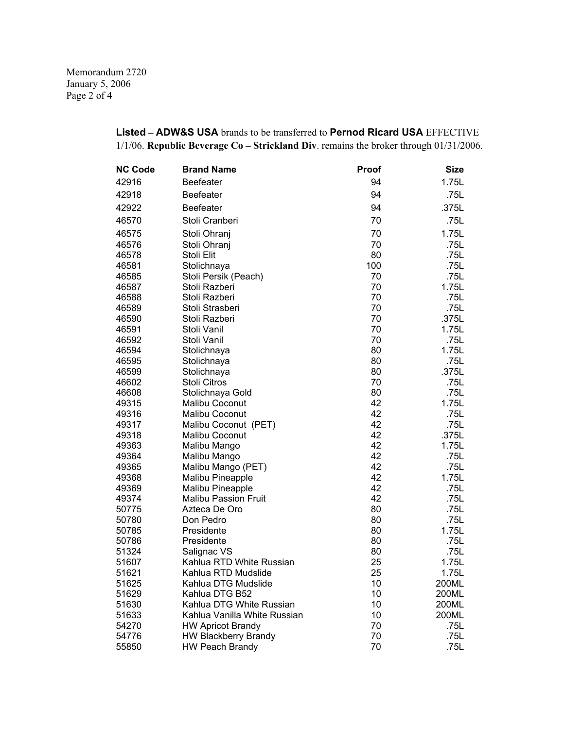Memorandum 2720
January 5, 2006

**Listed** – **ADW&S USA** brands to be transferred to **Pernod Ricard USA** EFFECTIVE 1/1/06. **Republic Beverage Co – Strickland Div**. remains the broker through 01/31/2006.

| NC Code | Brand Name | Proof | Size |
|---|---|---|---|
| 42916 | Beefeater | 94 | 1.75L |
| 42918 | Beefeater | 94 | .75L |
| 42922 | Beefeater | 94 | .375L |
| 46570 | Stoli Cranberi | 70 | .75L |
| 46575 | Stoli Ohranj | 70 | 1.75L |
| 46576 | Stoli Ohranj | 70 | .75L |
| 46578 | Stoli Elit | 80 | .75L |
| 46581 | Stolichnaya | 100 | .75L |
| 46585 | Stoli Persik (Peach) | 70 | .75L |
| 46587 | Stoli Razberi | 70 | 1.75L |
| 46588 | Stoli Razberi | 70 | .75L |
| 46589 | Stoli Strasberi | 70 | .75L |
| 46590 | Stoli Razberi | 70 | .375L |
| 46591 | Stoli Vanil | 70 | 1.75L |
| 46592 | Stoli Vanil | 70 | .75L |
| 46594 | Stolichnaya | 80 | 1.75L |
| 46595 | Stolichnaya | 80 | .75L |
| 46599 | Stolichnaya | 80 | .375L |
| 46602 | Stoli Citros | 70 | .75L |
| 46608 | Stolichnaya Gold | 80 | .75L |
| 49315 | Malibu Coconut | 42 | 1.75L |
| 49316 | Malibu Coconut | 42 | .75L |
| 49317 | Malibu Coconut (PET) | 42 | .75L |
| 49318 | Malibu Coconut | 42 | .375L |
| 49363 | Malibu Mango | 42 | 1.75L |
| 49364 | Malibu Mango | 42 | .75L |
| 49365 | Malibu Mango (PET) | 42 | .75L |
| 49368 | Malibu Pineapple | 42 | 1.75L |
| 49369 | Malibu Pineapple | 42 | .75L |
| 49374 | Malibu Passion Fruit | 42 | .75L |
| 50775 | Azteca De Oro | 80 | .75L |
| 50780 | Don Pedro | 80 | .75L |
| 50785 | Presidente | 80 | 1.75L |
| 50786 | Presidente | 80 | .75L |
| 51324 | Salignac VS | 80 | .75L |
| 51607 | Kahlua RTD White Russian | 25 | 1.75L |
| 51621 | Kahlua RTD Mudslide | 25 | 1.75L |
| 51625 | Kahlua DTG Mudslide | 10 | 200ML |
| 51629 | Kahlua DTG B52 | 10 | 200ML |
| 51630 | Kahlua DTG White Russian | 10 | 200ML |
| 51633 | Kahlua Vanilla White Russian | 10 | 200ML |
| 54270 | HW Apricot Brandy | 70 | .75L |
| 54776 | HW Blackberry Brandy | 70 | .75L |
| 55850 | HW Peach Brandy | 70 | .75L |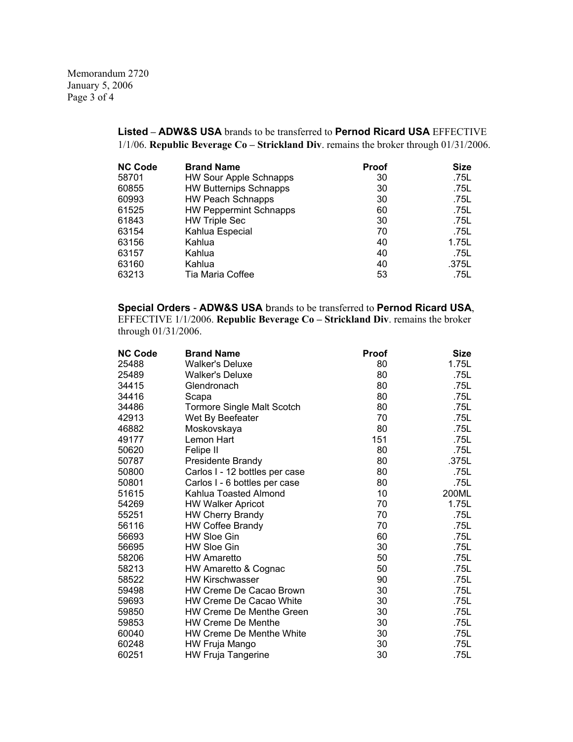**Listed** – **ADW&S USA** brands to be transferred to **Pernod Ricard USA** EFFECTIVE 1/1/06. **Republic Beverage Co – Strickland Div**. remains the broker through 01/31/2006.

| NC Code | Brand Name | Proof | Size |
|---|---|---|---|
| 58701 | HW Sour Apple Schnapps | 30 | .75L |
| 60855 | HW Butternips Schnapps | 30 | .75L |
| 60993 | HW Peach Schnapps | 30 | .75L |
| 61525 | HW Peppermint Schnapps | 60 | .75L |
| 61843 | HW Triple Sec | 30 | .75L |
| 63154 | Kahlua Especial | 70 | .75L |
| 63156 | Kahlua | 40 | 1.75L |
| 63157 | Kahlua | 40 | .75L |
| 63160 | Kahlua | 40 | .375L |
| 63213 | Tia Maria Coffee | 53 | .75L |

**Special Orders** - **ADW&S USA** brands to be transferred to **Pernod Ricard USA**, EFFECTIVE 1/1/2006. **Republic Beverage Co – Strickland Div**. remains the broker through 01/31/2006.

| NC Code | Brand Name | Proof | Size |
|---|---|---|---|
| 25488 | Walker's Deluxe | 80 | 1.75L |
| 25489 | Walker's Deluxe | 80 | .75L |
| 34415 | Glendronach | 80 | .75L |
| 34416 | Scapa | 80 | .75L |
| 34486 | Tormore Single Malt Scotch | 80 | .75L |
| 42913 | Wet By Beefeater | 70 | .75L |
| 46882 | Moskovskaya | 80 | .75L |
| 49177 | Lemon Hart | 151 | .75L |
| 50620 | Felipe II | 80 | .75L |
| 50787 | Presidente Brandy | 80 | .375L |
| 50800 | Carlos I - 12 bottles per case | 80 | .75L |
| 50801 | Carlos I - 6 bottles per case | 80 | .75L |
| 51615 | Kahlua Toasted Almond | 10 | 200ML |
| 54269 | HW Walker Apricot | 70 | 1.75L |
| 55251 | HW Cherry Brandy | 70 | .75L |
| 56116 | HW Coffee Brandy | 70 | .75L |
| 56693 | HW Sloe Gin | 60 | .75L |
| 56695 | HW Sloe Gin | 30 | .75L |
| 58206 | HW Amaretto | 50 | .75L |
| 58213 | HW Amaretto & Cognac | 50 | .75L |
| 58522 | HW Kirschwasser | 90 | .75L |
| 59498 | HW Creme De Cacao Brown | 30 | .75L |
| 59693 | HW Creme De Cacao White | 30 | .75L |
| 59850 | HW Creme De Menthe Green | 30 | .75L |
| 59853 | HW Creme De Menthe | 30 | .75L |
| 60040 | HW Creme De Menthe White | 30 | .75L |
| 60248 | HW Fruja Mango | 30 | .75L |
| 60251 | HW Fruja Tangerine | 30 | .75L |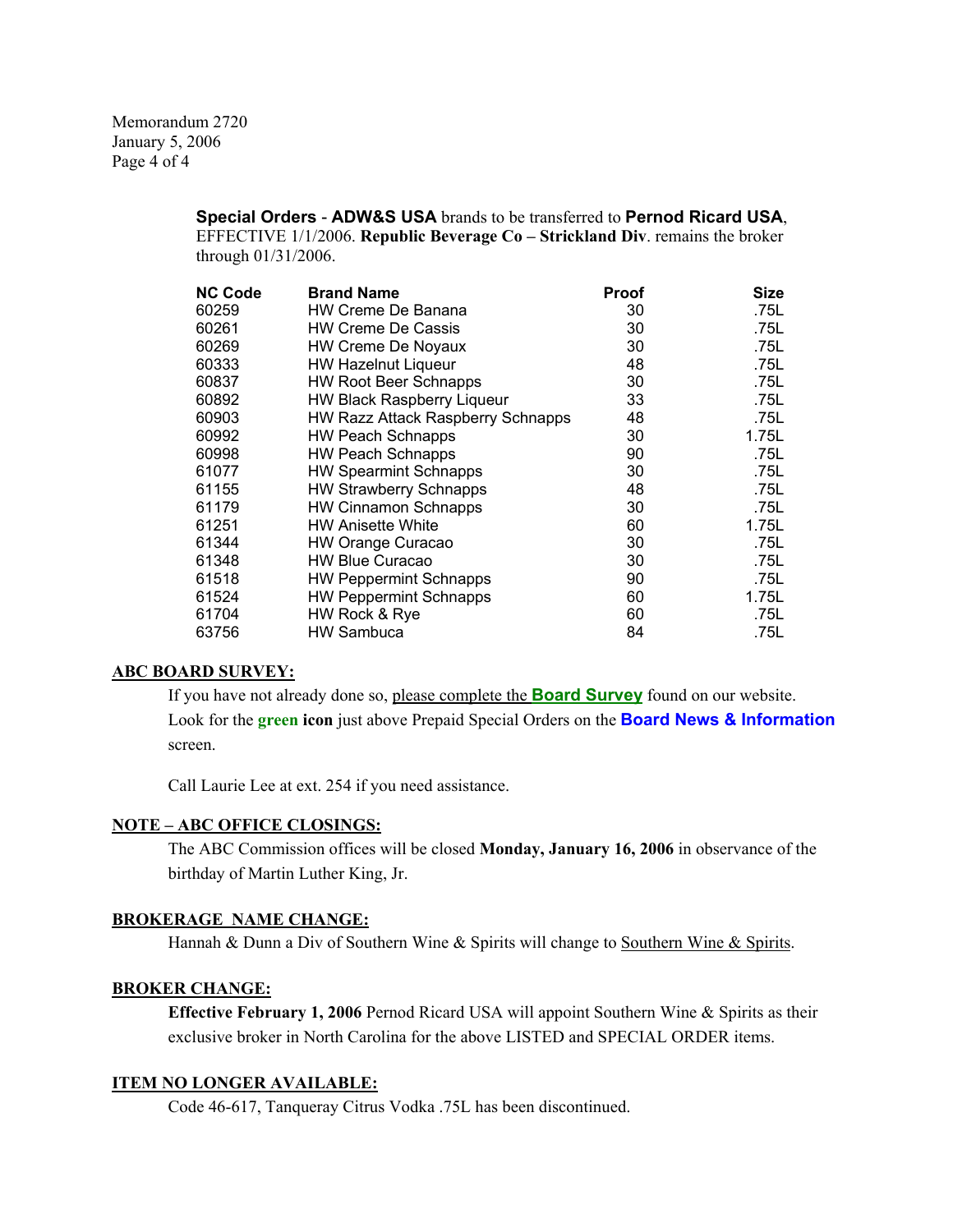Memorandum 2720
January 5, 2006

**Special Orders** - **ADW&S USA** brands to be transferred to **Pernod Ricard USA**, EFFECTIVE 1/1/2006. **Republic Beverage Co – Strickland Div**. remains the broker through 01/31/2006.

| NC Code | Brand Name | Proof | Size |
|---|---|---|---|
| 60259 | HW Creme De Banana | 30 | .75L |
| 60261 | HW Creme De Cassis | 30 | .75L |
| 60269 | HW Creme De Noyaux | 30 | .75L |
| 60333 | HW Hazelnut Liqueur | 48 | .75L |
| 60837 | HW Root Beer Schnapps | 30 | .75L |
| 60892 | HW Black Raspberry Liqueur | 33 | .75L |
| 60903 | HW Razz Attack Raspberry Schnapps | 48 | .75L |
| 60992 | HW Peach Schnapps | 30 | 1.75L |
| 60998 | HW Peach Schnapps | 90 | .75L |
| 61077 | HW Spearmint Schnapps | 30 | .75L |
| 61155 | HW Strawberry Schnapps | 48 | .75L |
| 61179 | HW Cinnamon Schnapps | 30 | .75L |
| 61251 | HW Anisette White | 60 | 1.75L |
| 61344 | HW Orange Curacao | 30 | .75L |
| 61348 | HW Blue Curacao | 30 | .75L |
| 61518 | HW Peppermint Schnapps | 90 | .75L |
| 61524 | HW Peppermint Schnapps | 60 | 1.75L |
| 61704 | HW Rock & Rye | 60 | .75L |
| 63756 | HW Sambuca | 84 | .75L |

## ABC BOARD SURVEY:

If you have not already done so, please complete the **Board Survey** found on our website. Look for the **green icon** just above Prepaid Special Orders on the **Board News & Information** screen.

Call Laurie Lee at ext. 254 if you need assistance.

## NOTE – ABC OFFICE CLOSINGS:

The ABC Commission offices will be closed **Monday, January 16, 2006** in observance of the birthday of Martin Luther King, Jr.

## BROKERAGE NAME CHANGE:

Hannah & Dunn a Div of Southern Wine & Spirits will change to Southern Wine & Spirits.

## BROKER CHANGE:

**Effective February 1, 2006** Pernod Ricard USA will appoint Southern Wine & Spirits as their exclusive broker in North Carolina for the above LISTED and SPECIAL ORDER items.

## ITEM NO LONGER AVAILABLE:

Code 46-617, Tanqueray Citrus Vodka .75L has been discontinued.